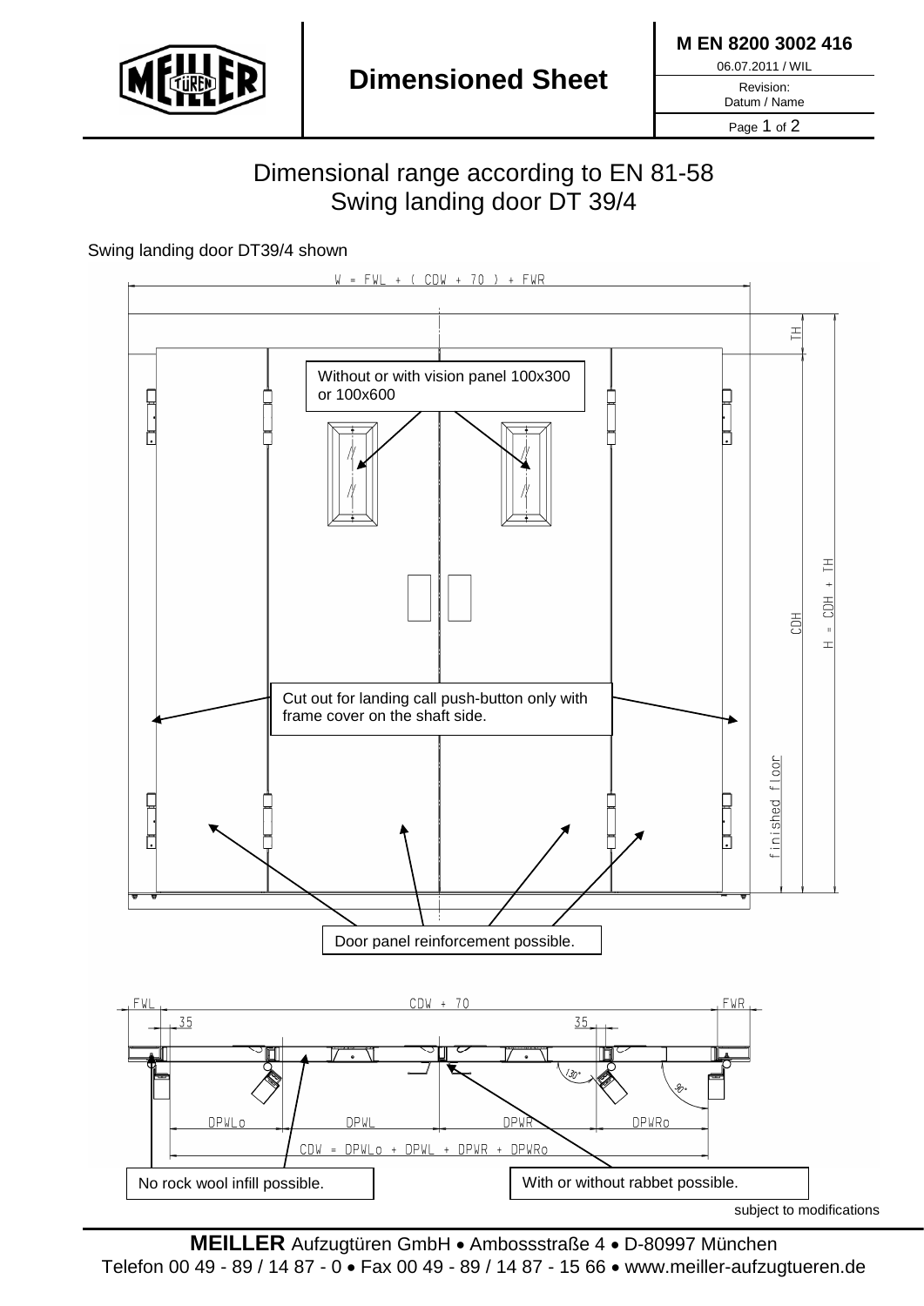**M EN 8200 3002 416**

06.07.2011 / WIL

Revision:
Datum / Name

# Dimensioned Sheet

## Dimensional range according to EN 81-58
## Swing landing door DT 39/4

Swing landing door DT39/4 shown

W = FWL + ( CDW + 70 ) + FWR

TH

CDH

H = CDH + TH

finished floor

Without or with vision panel 100x300 or 100x600

Cut out for landing call push-button only with frame cover on the shaft side.

Door panel reinforcement possible.

FWL

CDW + 70

FWR

35

35

130°

90°

DPWLo

DPWL

DPWR

DPWRo

CDW = DPWLo + DPWL + DPWR + DPWRo

No rock wool infill possible.

With or without rabbet possible.

subject to modifications

**MEILLER** Aufzugtüren GmbH • Ambossstraße 4 • D-80997 München
Telefon 00 49 - 89 / 14 87 - 0 • Fax 00 49 - 89 / 14 87 - 15 66 • www.meiller-aufzugtueren.de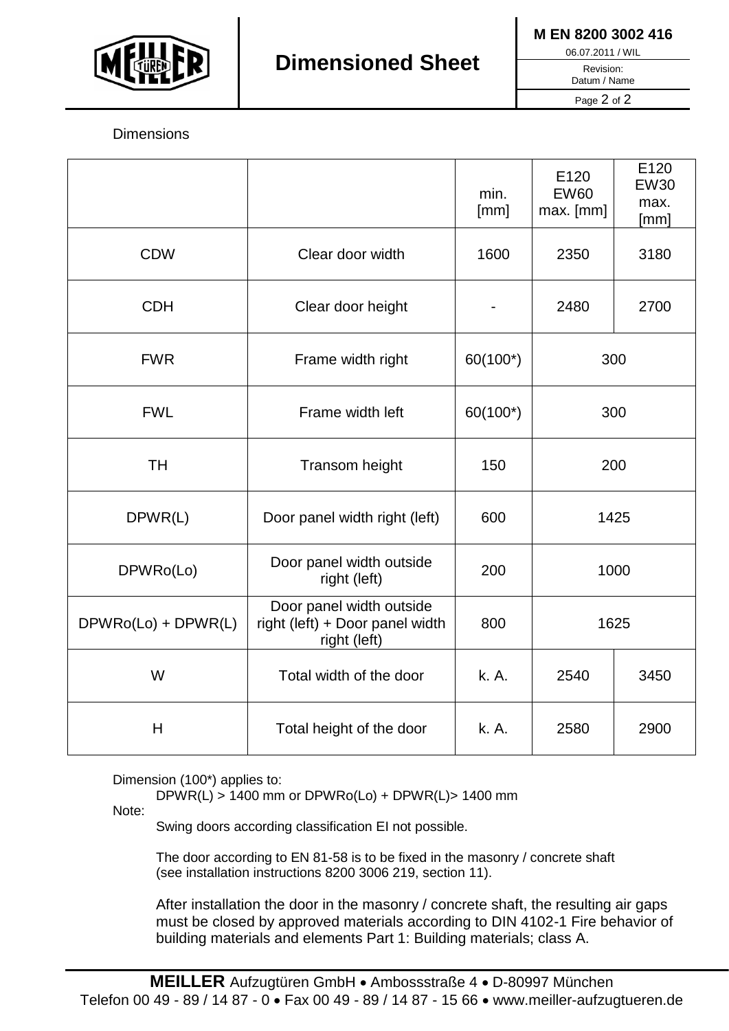Dimensions

| | | min. [mm] | E120 EW60 max. [mm] | E120 EW30 max. [mm] |
|---|---|---|---|---|
| CDW | Clear door width | 1600 | 2350 | 3180 |
| CDH | Clear door height | - | 2480 | 2700 |
| FWR | Frame width right | 60(100*) | 300 | |
| FWL | Frame width left | 60(100*) | 300 | |
| TH | Transom height | 150 | 200 | |
| DPWR(L) | Door panel width right (left) | 600 | 1425 | |
| DPWRo(Lo) | Door panel width outside right (left) | 200 | 1000 | |
| DPWRo(Lo) + DPWR(L) | Door panel width outside right (left) + Door panel width right (left) | 800 | 1625 | |
| W | Total width of the door | k. A. | 2540 | 3450 |
| H | Total height of the door | k. A. | 2580 | 2900 |

Dimension (100*) applies to:

DPWR(L) > 1400 mm or DPWRo(Lo) + DPWR(L)> 1400 mm

Note:

Swing doors according classification EI not possible.

The door according to EN 81-58 is to be fixed in the masonry / concrete shaft (see installation instructions 8200 3006 219, section 11).

After installation the door in the masonry / concrete shaft, the resulting air gaps must be closed by approved materials according to DIN 4102-1 Fire behavior of building materials and elements Part 1: Building materials; class A.